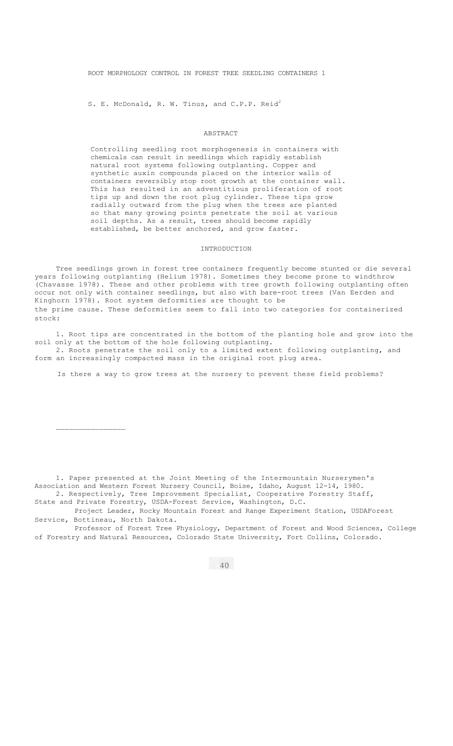# ROOT MORPHOLOGY CONTROL IN FOREST TREE SEEDLING CONTAINERS [1]

S. E. McDonald, R. W. Tinus, and C.P.P. Reid[2]

## ABSTRACT

Controlling seedling root morphogenesis in containers with chemicals can result in seedlings which rapidly establish natural root systems following outplanting. Copper and synthetic auxin compounds placed on the interior walls of containers reversibly stop root growth at the container wall. This has resulted in an adventitious proliferation of root tips up and down the root plug cylinder. These tips grow radially outward from the plug when the trees are planted so that many growing points penetrate the soil at various soil depths. As a result, trees should become rapidly established, be better anchored, and grow faster.

## INTRODUCTION

Tree seedlings grown in forest tree containers frequently become stunted or die several years following outplanting (Helium 1978). Sometimes they become prone to windthrow (Chavasse 1978). These and other problems with tree growth following outplanting often occur not only with container seedlings, but also with bare-root trees (Van Eerden and Kinghorn 1978). Root system deformities are thought to be the prime cause. These deformities seem to fall into two categories for containerized stock:

1. Root tips are concentrated in the bottom of the planting hole and grow into the soil only at the bottom of the hole following outplanting.
2. Roots penetrate the soil only to a limited extent following outplanting, and form an increasingly compacted mass in the original root plug area.

Is there a way to grow trees at the nursery to prevent these field problems?

---

1. Paper presented at the Joint Meeting of the Intermountain Nurserymen's Association and Western Forest Nursery Council, Boise, Idaho, August 12-14, 1980.

2. Respectively, Tree Improvement Specialist, Cooperative Forestry Staff, State and Private Forestry, USDA-Forest Service, Washington, D.C.
Project Leader, Rocky Mountain Forest and Range Experiment Station, USDAForest Service, Bottineau, North Dakota.
Professor of Forest Tree Physiology, Department of Forest and Wood Sciences, College of Forestry and Natural Resources, Colorado State University, Fort Collins, Colorado.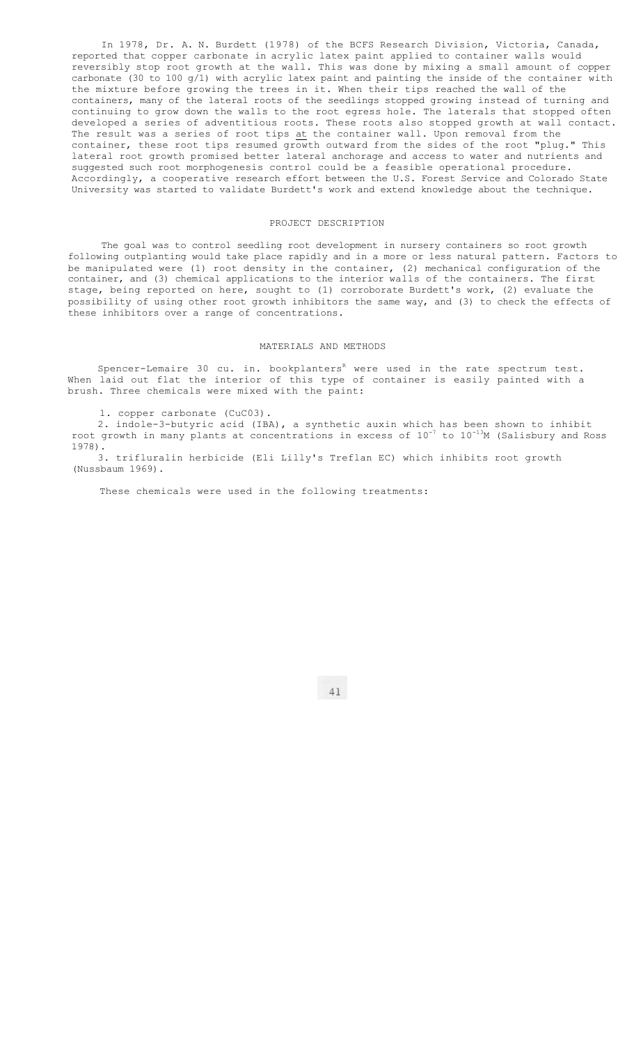In 1978, Dr. A. N. Burdett (1978) of the BCFS Research Division, Victoria, Canada, reported that copper carbonate in acrylic latex paint applied to container walls would reversibly stop root growth at the wall. This was done by mixing a small amount of copper carbonate (30 to 100 g/l) with acrylic latex paint and painting the inside of the container with the mixture before growing the trees in it. When their tips reached the wall of the containers, many of the lateral roots of the seedlings stopped growing instead of turning and continuing to grow down the walls to the root egress hole. The laterals that stopped often developed a series of adventitious roots. These roots also stopped growth at wall contact. The result was a series of root tips at the container wall. Upon removal from the container, these root tips resumed growth outward from the sides of the root "plug." This lateral root growth promised better lateral anchorage and access to water and nutrients and suggested such root morphogenesis control could be a feasible operational procedure. Accordingly, a cooperative research effort between the U.S. Forest Service and Colorado State University was started to validate Burdett's work and extend knowledge about the technique.

## PROJECT DESCRIPTION

The goal was to control seedling root development in nursery containers so root growth following outplanting would take place rapidly and in a more or less natural pattern. Factors to be manipulated were (1) root density in the container, (2) mechanical configuration of the container, and (3) chemical applications to the interior walls of the containers. The first stage, being reported on here, sought to (1) corroborate Burdett's work, (2) evaluate the possibility of using other root growth inhibitors the same way, and (3) to check the effects of these inhibitors over a range of concentrations.

## MATERIALS AND METHODS

Spencer-Lemaire 30 cu. in. bookplanters[R] were used in the rate spectrum test. When laid out flat the interior of this type of container is easily painted with a brush. Three chemicals were mixed with the paint:

1. copper carbonate ($CuCO_3$).
2. indole-3-butyric acid (IBA), a synthetic auxin which has been shown to inhibit root growth in many plants at concentrations in excess of $10^{-7}$ to $10^{-13}$M (Salisbury and Ross 1978).
3. trifluralin herbicide (Eli Lilly's Treflan EC) which inhibits root growth (Nussbaum 1969).

These chemicals were used in the following treatments: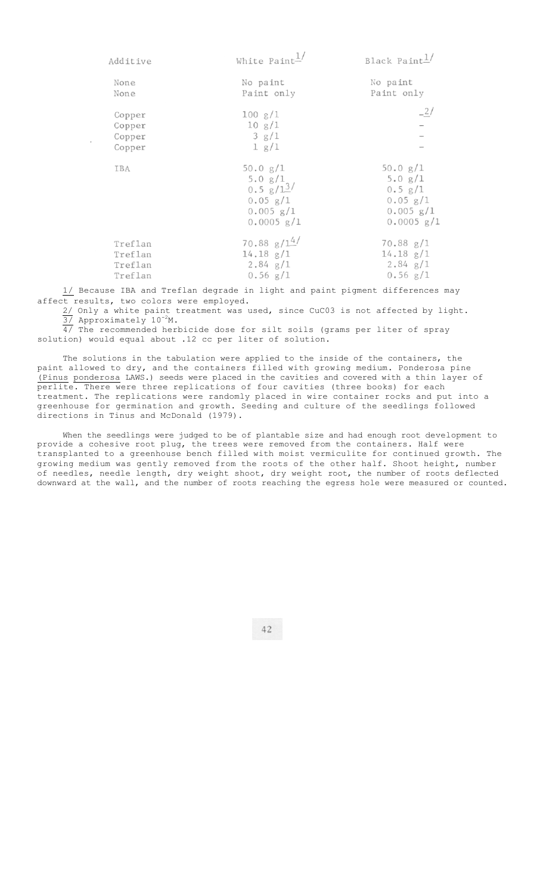| Additive | White Paint[1/] | Black Paint[1/] |
|---|---|---|
| None | No paint | No paint |
| None | Paint only | Paint only |
| Copper | 100 g/l | –[2/] |
| Copper | 10 g/l | – |
| Copper | 3 g/l | – |
| Copper | 1 g/l | – |
| IBA | 50.0 g/l | 50.0 g/l |
| | 5.0 g/l | 5.0 g/l |
| | 0.5 g/l[3/] | 0.5 g/l |
| | 0.05 g/l | 0.05 g/l |
| | 0.005 g/l | 0.005 g/l |
| | 0.0005 g/l | 0.0005 g/l |
| Treflan | 70.88 g/l[4/] | 70.88 g/l |
| Treflan | 14.18 g/l | 14.18 g/l |
| Treflan | 2.84 g/l | 2.84 g/l |
| Treflan | 0.56 g/l | 0.56 g/l |

1/ Because IBA and Treflan degrade in light and paint pigment differences may affect results, two colors were employed.

2/ Only a white paint treatment was used, since $CuCO_3$ is not affected by light.

3/ Approximately $10^{-2}$M.

4/ The recommended herbicide dose for silt soils (grams per liter of spray solution) would equal about .12 cc per liter of solution.

The solutions in the tabulation were applied to the inside of the containers, the paint allowed to dry, and the containers filled with growing medium. Ponderosa pine (*Pinus ponderosa* LAWS.) seeds were placed in the cavities and covered with a thin layer of perlite. There were three replications of four cavities (three books) for each treatment. The replications were randomly placed in wire container rocks and put into a greenhouse for germination and growth. Seeding and culture of the seedlings followed directions in Tinus and McDonald (1979).

When the seedlings were judged to be of plantable size and had enough root development to provide a cohesive root plug, the trees were removed from the containers. Half were transplanted to a greenhouse bench filled with moist vermiculite for continued growth. The growing medium was gently removed from the roots of the other half. Shoot height, number of needles, needle length, dry weight shoot, dry weight root, the number of roots deflected downward at the wall, and the number of roots reaching the egress hole were measured or counted.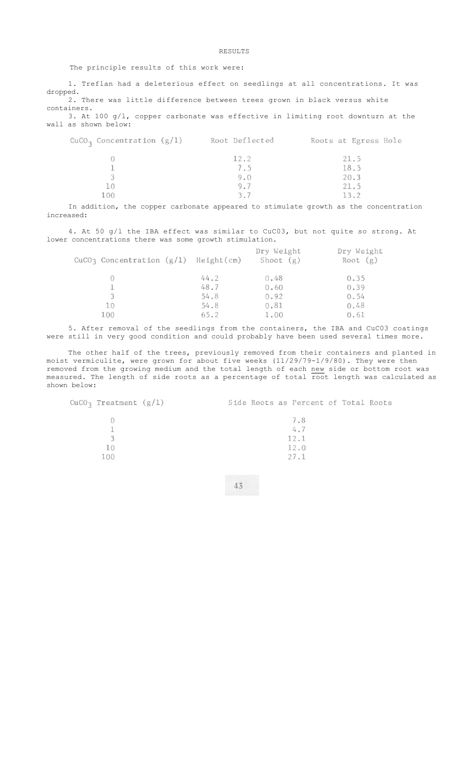# RESULTS

The principle results of this work were:

1. Treflan had a deleterious effect on seedlings at all concentrations. It was dropped.
2. There was little difference between trees grown in black versus white containers.
3. At 100 g/l, copper carbonate was effective in limiting root downturn at the wall as shown below:

| $CuCO_3$ Concentration (g/l) | Root Deflected | Roots at Egress Hole |
|---|---|---|
| 0 | 12.2 | 21.5 |
| 1 | 7.5 | 18.5 |
| 3 | 9.0 | 20.3 |
| 10 | 9.7 | 21.5 |
| 100 | 3.7 | 13.2 |

In addition, the copper carbonate appeared to stimulate growth as the concentration increased:

4. At 50 g/l the IBA effect was similar to $CuCO_3$, but not quite so strong. At lower concentrations there was some growth stimulation.

| $CuCO_3$ Concentration (g/l) | Height (cm) | Dry Weight Shoot (g) | Dry Weight Root (g) |
|---|---|---|---|
| 0 | 44.2 | 0.48 | 0.35 |
| 1 | 48.7 | 0.60 | 0.39 |
| 3 | 54.8 | 0.92 | 0.54 |
| 10 | 54.8 | 0.81 | 0.48 |
| 100 | 65.2 | 1.00 | 0.61 |

5. After removal of the seedlings from the containers, the IBA and $CuCO_3$ coatings were still in very good condition and could probably have been used several times more.

The other half of the trees, previously removed from their containers and planted in moist vermiculite, were grown for about five weeks (11/29/79-1/9/80). They were then removed from the growing medium and the total length of each <u>new</u> side or bottom root was measured. The length of side roots as a percentage of total root length was calculated as shown below:

| $CuCO_3$ Treatment (g/l) | Side Roots as Percent of Total Roots |
|---|---|
| 0 | 7.8 |
| 1 | 4.7 |
| 3 | 12.1 |
| 10 | 12.0 |
| 100 | 27.1 |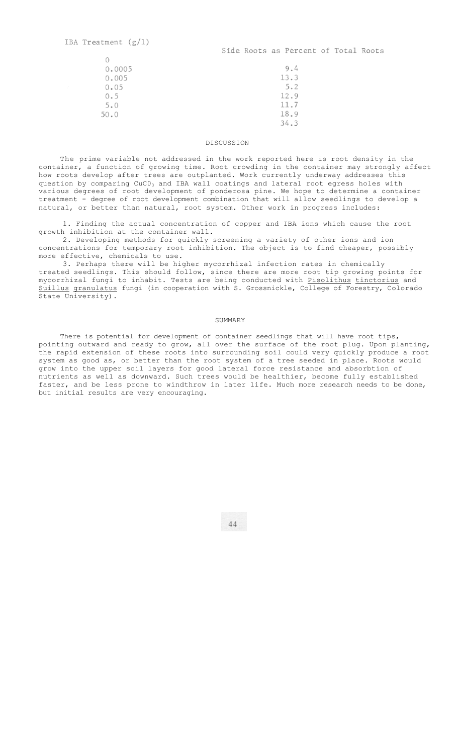| IBA Treatment (g/l) | Side Roots as Percent of Total Roots |
|---|---|
| 0 | 9.4 |
| 0.0005 | 13.3 |
| 0.005 | 5.2 |
| 0.05 | 12.9 |
| 0.5 | 11.7 |
| 5.0 | 18.9 |
| 50.0 | 34.3 |

## DISCUSSION

The prime variable not addressed in the work reported here is root density in the container, a function of growing time. Root crowding in the container may strongly affect how roots develop after trees are outplanted. Work currently underway addresses this question by comparing $CuCO_3$ and IBA wall coatings and lateral root egress holes with various degrees of root development of ponderosa pine. We hope to determine a container treatment - degree of root development combination that will allow seedlings to develop a natural, or better than natural, root system. Other work in progress includes:

1. Finding the actual concentration of copper and IBA ions which cause the root growth inhibition at the container wall.
2. Developing methods for quickly screening a variety of other ions and ion concentrations for temporary root inhibition. The object is to find cheaper, possibly more effective, chemicals to use.
3. Perhaps there will be higher mycorrhizal infection rates in chemically treated seedlings. This should follow, since there are more root tip growing points for mycorrhizal fungi to inhabit. Tests are being conducted with *Pisolithus tinctorius* and *Suillus granulatus* fungi (in cooperation with S. Grossnickle, College of Forestry, Colorado State University).

## SUMMARY

There is potential for development of container seedlings that will have root tips, pointing outward and ready to grow, all over the surface of the root plug. Upon planting, the rapid extension of these roots into surrounding soil could very quickly produce a root system as good as, or better than the root system of a tree seeded in place. Roots would grow into the upper soil layers for good lateral force resistance and absorbtion of nutrients as well as downward. Such trees would be healthier, become fully established faster, and be less prone to windthrow in later life. Much more research needs to be done, but initial results are very encouraging.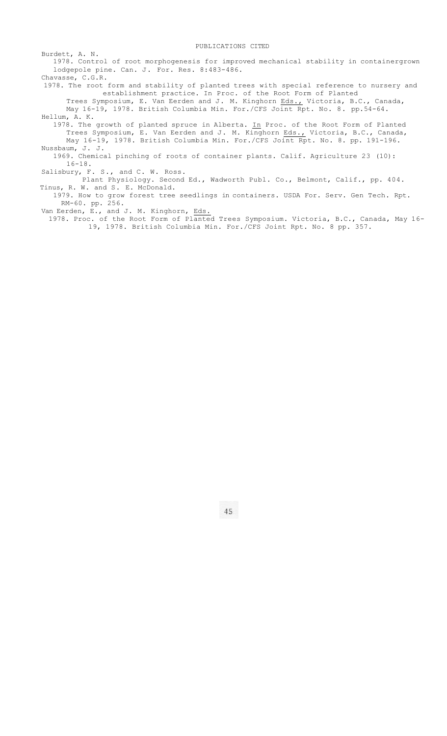## PUBLICATIONS CITED

Burdett, A. N.
1978. Control of root morphogenesis for improved mechanical stability in containergrown lodgepole pine. Can. J. For. Res. 8:483-486.

Chavasse, C.G.R.
1978. The root form and stability of planted trees with special reference to nursery and establishment practice. In Proc. of the Root Form of Planted Trees Symposium, E. Van Eerden and J. M. Kinghorn Eds., Victoria, B.C., Canada, May 16-19, 1978. British Columbia Min. For./CFS Joint Rpt. No. 8. pp.54-64.

Hellum, A. K.
1978. The growth of planted spruce in Alberta. In Proc. of the Root Form of Planted Trees Symposium, E. Van Eerden and J. M. Kinghorn Eds., Victoria, B.C., Canada, May 16-19, 1978. British Columbia Min. For./CFS Joint Rpt. No. 8. pp. 191-196.

Nussbaum, J. J.
1969. Chemical pinching of roots of container plants. Calif. Agriculture 23 (10): 16-18.

Salisbury, F. S., and C. W. Ross.
Plant Physiology. Second Ed., Wadworth Publ. Co., Belmont, Calif., pp. 404.

Tinus, R. W. and S. E. McDonald.
1979. How to grow forest tree seedlings in containers. USDA For. Serv. Gen Tech. Rpt. RM-60. pp. 256.

Van Eerden, E., and J. M. Kinghorn, Eds.
1978. Proc. of the Root Form of Planted Trees Symposium. Victoria, B.C., Canada, May 16-19, 1978. British Columbia Min. For./CFS Joint Rpt. No. 8 pp. 357.